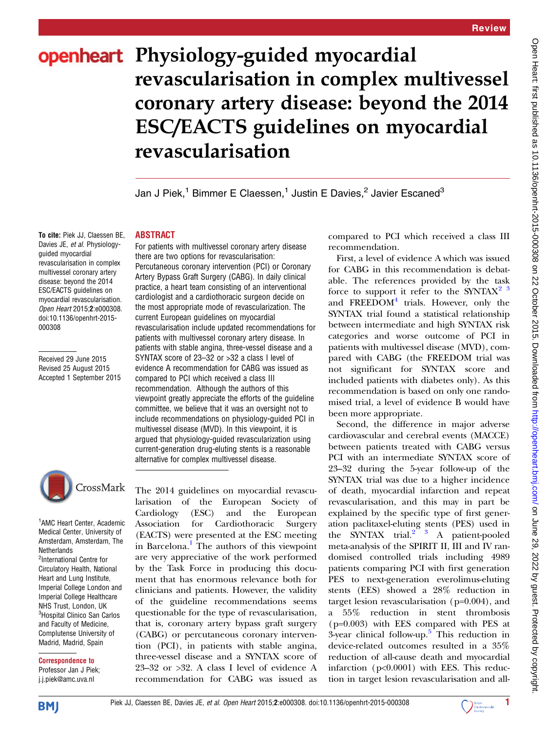Review

# Physiology-guided myocardial revascularisation in complex multivessel coronary artery disease: beyond the 2014 ESC/EACTS guidelines on myocardial revascularisation

Jan J Piek,[1] Bimmer E Claessen,[1] Justin E Davies,[2] Javier Escaned[3]

**To cite:** Piek JJ, Claessen BE, Davies JE, *et al*. Physiology-guided myocardial revascularisation in complex multivessel coronary artery disease: beyond the 2014 ESC/EACTS guidelines on myocardial revascularisation. *Open Heart* 2015;**2**:e000308. doi:10.1136/openhrt-2015-000308

Received 29 June 2015
Revised 25 August 2015
Accepted 1 September 2015

[1]AMC Heart Center, Academic Medical Center, University of Amsterdam, Amsterdam, The Netherlands
[2]International Centre for Circulatory Health, National Heart and Lung Institute, Imperial College London and Imperial College Healthcare NHS Trust, London, UK
[3]Hospital Clinico San Carlos and Faculty of Medicine, Complutense University of Madrid, Madrid, Spain

**Correspondence to**
Professor Jan J Piek; j.j.piek@amc.uva.nl

## ABSTRACT

For patients with multivessel coronary artery disease there are two options for revascularisation: Percutaneous coronary intervention (PCI) or Coronary Artery Bypass Graft Surgery (CABG). In daily clinical practice, a heart team consisting of an interventional cardiologist and a cardiothoracic surgeon decide on the most appropriate mode of revascularization. The current European guidelines on myocardial revascularisation include updated recommendations for patients with multivessel coronary artery disease. In patients with stable angina, three-vessel disease and a SYNTAX score of 23–32 or >32 a class I level of evidence A recommendation for CABG was issued as compared to PCI which received a class III recommendation. Although the authors of this viewpoint greatly appreciate the efforts of the guideline committee, we believe that it was an oversight not to include recommendations on physiology-guided PCI in multivessel disease (MVD). In this viewpoint, it is argued that physiology-guided revascularization using current-generation drug-eluting stents is a reasonable alternative for complex multivessel disease.

The 2014 guidelines on myocardial revascularisation of the European Society of Cardiology (ESC) and the European Association for Cardiothoracic Surgery (EACTS) were presented at the ESC meeting in Barcelona.[1] The authors of this viewpoint are very appreciative of the work performed by the Task Force in producing this document that has enormous relevance both for clinicians and patients. However, the validity of the guideline recommendations seems questionable for the type of revascularisation, that is, coronary artery bypass graft surgery (CABG) or percutaneous coronary intervention (PCI), in patients with stable angina, three-vessel disease and a SYNTAX score of 23–32 or >32. A class I level of evidence A recommendation for CABG was issued as compared to PCI which received a class III recommendation.

First, a level of evidence A which was issued for CABG in this recommendation is debatable. The references provided by the task force to support it refer to the SYNTAX[2 3] and FREEDOM[4] trials. However, only the SYNTAX trial found a statistical relationship between intermediate and high SYNTAX risk categories and worse outcome of PCI in patients with multivessel disease (MVD), compared with CABG (the FREEDOM trial was not significant for SYNTAX score and included patients with diabetes only). As this recommendation is based on only one randomised trial, a level of evidence B would have been more appropriate.

Second, the difference in major adverse cardiovascular and cerebral events (MACCE) between patients treated with CABG versus PCI with an intermediate SYNTAX score of 23–32 during the 5-year follow-up of the SYNTAX trial was due to a higher incidence of death, myocardial infarction and repeat revascularisation, and this may in part be explained by the specific type of first generation paclitaxel-eluting stents (PES) used in the SYNTAX trial.[2 3] A patient-pooled meta-analysis of the SPIRIT II, III and IV randomised controlled trials including 4989 patients comparing PCI with first generation PES to next-generation everolimus-eluting stents (EES) showed a 28% reduction in target lesion revascularisation (p=0.004), and a 55% reduction in stent thrombosis (p=0.003) with EES compared with PES at 3-year clinical follow-up.[5] This reduction in device-related outcomes resulted in a 35% reduction of all-cause death and myocardial infarction (p<0.0001) with EES. This reduction in target lesion revascularisation and all-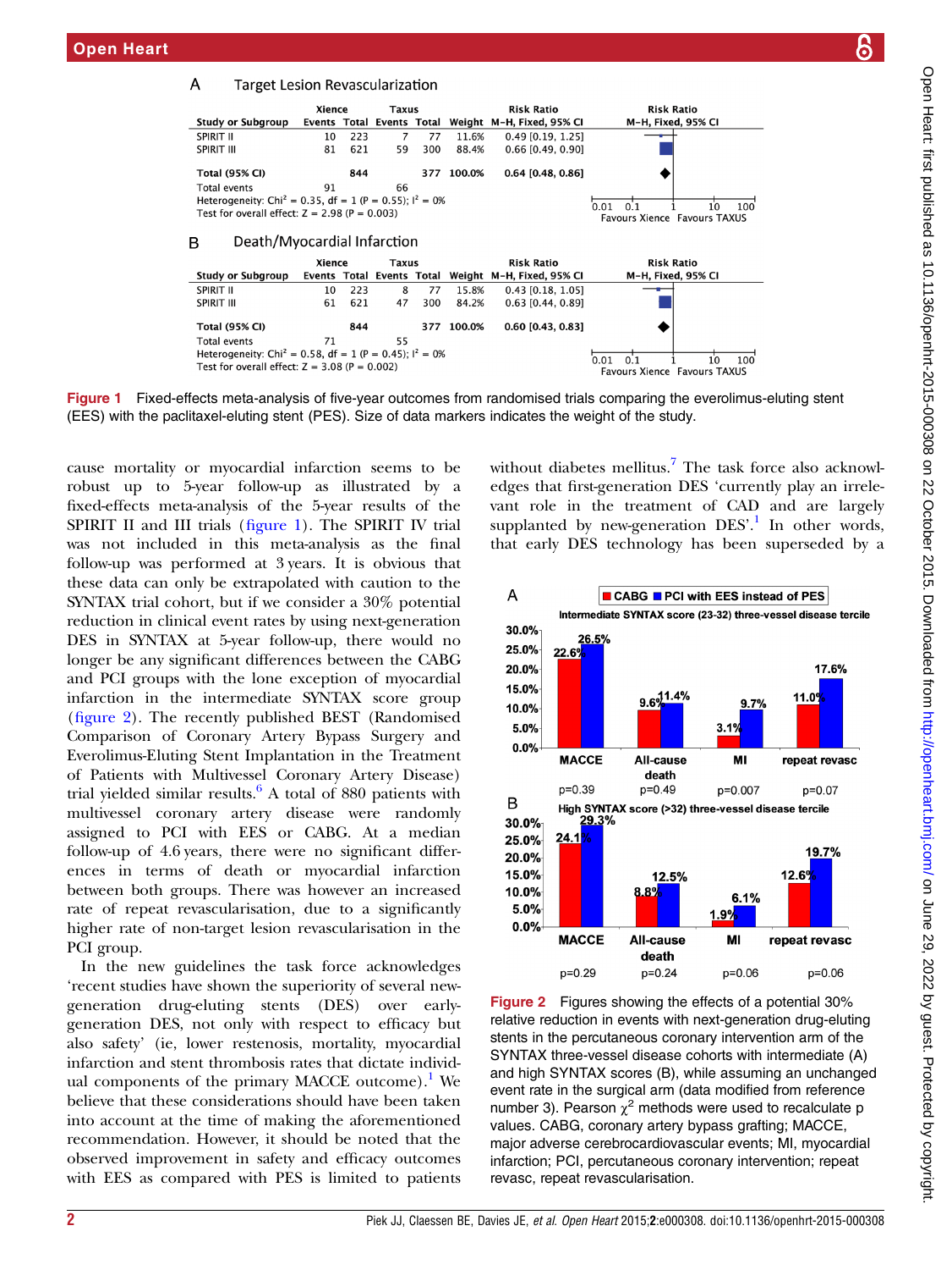**A Target Lesion Revascularization**

| Study or Subgroup | Xience Events | Xience Total | Taxus Events | Taxus Total | Weight | Risk Ratio M-H, Fixed, 95% CI |
|---|---|---|---|---|---|---|
| SPIRIT II | 10 | 223 | 7 | 77 | 11.6% | 0.49 [0.19, 1.25] |
| SPIRIT III | 81 | 621 | 59 | 300 | 88.4% | 0.66 [0.49, 0.90] |
| **Total (95% CI)** | | **844** | | **377** | **100.0%** | **0.64 [0.48, 0.86]** |
| Total events | 91 | | 66 | | | |

Heterogeneity: $Chi^2 = 0.35$, df = 1 (P = 0.55); $I^2 = 0\%$
Test for overall effect: Z = 2.98 (P = 0.003)

Favours Xience Favours TAXUS

**B Death/Myocardial Infarction**

| Study or Subgroup | Xience Events | Xience Total | Taxus Events | Taxus Total | Weight | Risk Ratio M-H, Fixed, 95% CI |
|---|---|---|---|---|---|---|
| SPIRIT II | 10 | 223 | 8 | 77 | 15.8% | 0.43 [0.18, 1.05] |
| SPIRIT III | 61 | 621 | 47 | 300 | 84.2% | 0.63 [0.44, 0.89] |
| **Total (95% CI)** | | **844** | | **377** | **100.0%** | **0.60 [0.43, 0.83]** |
| Total events | 71 | | 55 | | | |

Heterogeneity: $Chi^2 = 0.58$, df = 1 (P = 0.45); $I^2 = 0\%$
Test for overall effect: Z = 3.08 (P = 0.002)

Favours Xience Favours TAXUS

**Figure 1** Fixed-effects meta-analysis of five-year outcomes from randomised trials comparing the everolimus-eluting stent (EES) with the paclitaxel-eluting stent (PES). Size of data markers indicates the weight of the study.

cause mortality or myocardial infarction seems to be robust up to 5-year follow-up as illustrated by a fixed-effects meta-analysis of the 5-year results of the SPIRIT II and III trials (figure 1). The SPIRIT IV trial was not included in this meta-analysis as the final follow-up was performed at 3 years. It is obvious that these data can only be extrapolated with caution to the SYNTAX trial cohort, but if we consider a 30% potential reduction in clinical event rates by using next-generation DES in SYNTAX at 5-year follow-up, there would no longer be any significant differences between the CABG and PCI groups with the lone exception of myocardial infarction in the intermediate SYNTAX score group (figure 2). The recently published BEST (Randomised Comparison of Coronary Artery Bypass Surgery and Everolimus-Eluting Stent Implantation in the Treatment of Patients with Multivessel Coronary Artery Disease) trial yielded similar results.[6] A total of 880 patients with multivessel coronary artery disease were randomly assigned to PCI with EES or CABG. At a median follow-up of 4.6 years, there were no significant differences in terms of death or myocardial infarction between both groups. There was however an increased rate of repeat revascularisation, due to a significantly higher rate of non-target lesion revascularisation in the PCI group.

In the new guidelines the task force acknowledges 'recent studies have shown the superiority of several new-generation drug-eluting stents (DES) over early-generation DES, not only with respect to efficacy but also safety' (ie, lower restenosis, mortality, myocardial infarction and stent thrombosis rates that dictate individual components of the primary MACCE outcome).[1] We believe that these considerations should have been taken into account at the time of making the aforementioned recommendation. However, it should be noted that the observed improvement in safety and efficacy outcomes with EES as compared with PES is limited to patients without diabetes mellitus.[7] The task force also acknowledges that first-generation DES 'currently play an irrelevant role in the treatment of CAD and are largely supplanted by new-generation DES'.[1] In other words, that early DES technology has been superseded by a

**A** Intermediate SYNTAX score (23-32) three-vessel disease tercile — CABG / PCI with EES instead of PES

| | MACCE | All-cause death | MI | repeat revasc |
|---|---|---|---|---|
| CABG | 22.6% | 9.6% | 3.1% | 11.0% |
| PCI with EES instead of PES | 26.5% | 11.4% | 9.7% | 17.6% |
| p | p=0.39 | p=0.49 | p=0.007 | p=0.07 |

**B** High SYNTAX score (>32) three-vessel disease tercile

| | MACCE | All-cause death | MI | repeat revasc |
|---|---|---|---|---|
| CABG | 24.1% | 8.8% | 1.9% | 12.6% |
| PCI with EES instead of PES | 29.3% | 12.5% | 6.1% | 19.7% |
| p | p=0.29 | p=0.24 | p=0.06 | p=0.06 |

**Figure 2** Figures showing the effects of a potential 30% relative reduction in events with next-generation drug-eluting stents in the percutaneous coronary intervention arm of the SYNTAX three-vessel disease cohorts with intermediate (A) and high SYNTAX scores (B), while assuming an unchanged event rate in the surgical arm (data modified from reference number 3). Pearson $\chi^2$ methods were used to recalculate p values. CABG, coronary artery bypass grafting; MACCE, major adverse cerebrocardiovascular events; MI, myocardial infarction; PCI, percutaneous coronary intervention; repeat revasc, repeat revascularisation.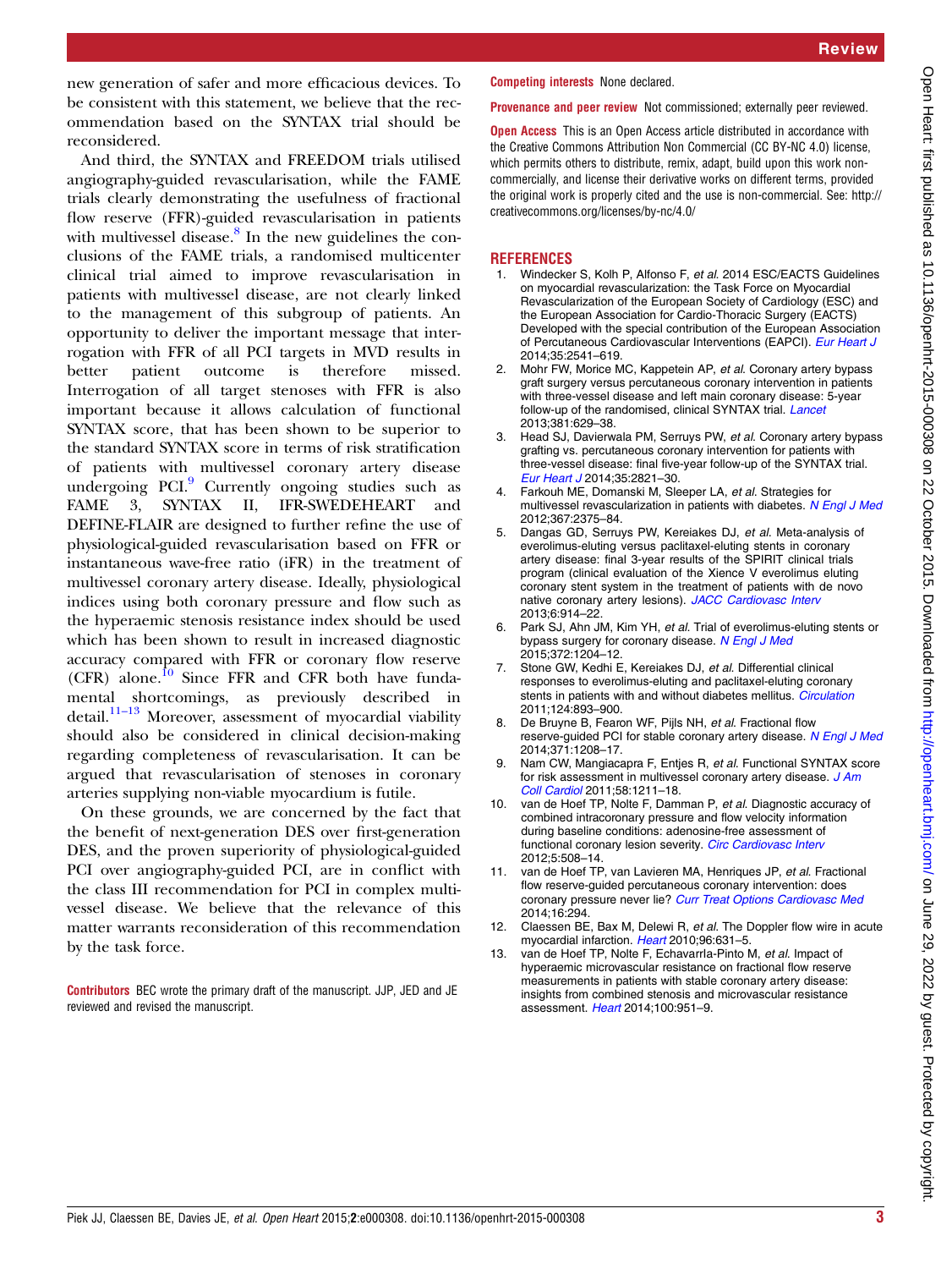new generation of safer and more efficacious devices. To be consistent with this statement, we believe that the recommendation based on the SYNTAX trial should be reconsidered.

And third, the SYNTAX and FREEDOM trials utilised angiography-guided revascularisation, while the FAME trials clearly demonstrating the usefulness of fractional flow reserve (FFR)-guided revascularisation in patients with multivessel disease.[8] In the new guidelines the conclusions of the FAME trials, a randomised multicenter clinical trial aimed to improve revascularisation in patients with multivessel disease, are not clearly linked to the management of this subgroup of patients. An opportunity to deliver the important message that interrogation with FFR of all PCI targets in MVD results in better patient outcome is therefore missed. Interrogation of all target stenoses with FFR is also important because it allows calculation of functional SYNTAX score, that has been shown to be superior to the standard SYNTAX score in terms of risk stratification of patients with multivessel coronary artery disease undergoing PCI.[9] Currently ongoing studies such as FAME 3, SYNTAX II, IFR-SWEDEHEART and DEFINE-FLAIR are designed to further refine the use of physiological-guided revascularisation based on FFR or instantaneous wave-free ratio (iFR) in the treatment of multivessel coronary artery disease. Ideally, physiological indices using both coronary pressure and flow such as the hyperaemic stenosis resistance index should be used which has been shown to result in increased diagnostic accuracy compared with FFR or coronary flow reserve (CFR) alone.[10] Since FFR and CFR both have fundamental shortcomings, as previously described in detail.[11–13] Moreover, assessment of myocardial viability should also be considered in clinical decision-making regarding completeness of revascularisation. It can be argued that revascularisation of stenoses in coronary arteries supplying non-viable myocardium is futile.

On these grounds, we are concerned by the fact that the benefit of next-generation DES over first-generation DES, and the proven superiority of physiological-guided PCI over angiography-guided PCI, are in conflict with the class III recommendation for PCI in complex multivessel disease. We believe that the relevance of this matter warrants reconsideration of this recommendation by the task force.

**Contributors** BEC wrote the primary draft of the manuscript. JJP, JED and JE reviewed and revised the manuscript.

**Competing interests** None declared.

**Provenance and peer review** Not commissioned; externally peer reviewed.

**Open Access** This is an Open Access article distributed in accordance with the Creative Commons Attribution Non Commercial (CC BY-NC 4.0) license, which permits others to distribute, remix, adapt, build upon this work non-commercially, and license their derivative works on different terms, provided the original work is properly cited and the use is non-commercial. See: http://creativecommons.org/licenses/by-nc/4.0/

## REFERENCES

1. Windecker S, Kolh P, Alfonso F, *et al.* 2014 ESC/EACTS Guidelines on myocardial revascularization: the Task Force on Myocardial Revascularization of the European Society of Cardiology (ESC) and the European Association for Cardio-Thoracic Surgery (EACTS) Developed with the special contribution of the European Association of Percutaneous Cardiovascular Interventions (EAPCI). *Eur Heart J* 2014;35:2541–619.
2. Mohr FW, Morice MC, Kappetein AP, *et al.* Coronary artery bypass graft surgery versus percutaneous coronary intervention in patients with three-vessel disease and left main coronary disease: 5-year follow-up of the randomised, clinical SYNTAX trial. *Lancet* 2013;381:629–38.
3. Head SJ, Davierwala PM, Serruys PW, *et al.* Coronary artery bypass grafting vs. percutaneous coronary intervention for patients with three-vessel disease: final five-year follow-up of the SYNTAX trial. *Eur Heart J* 2014;35:2821–30.
4. Farkouh ME, Domanski M, Sleeper LA, *et al.* Strategies for multivessel revascularization in patients with diabetes. *N Engl J Med* 2012;367:2375–84.
5. Dangas GD, Serruys PW, Kereiakes DJ, *et al.* Meta-analysis of everolimus-eluting versus paclitaxel-eluting stents in coronary artery disease: final 3-year results of the SPIRIT clinical trials program (clinical evaluation of the Xience V everolimus eluting coronary stent system in the treatment of patients with de novo native coronary artery lesions). *JACC Cardiovasc Interv* 2013;6:914–22.
6. Park SJ, Ahn JM, Kim YH, *et al.* Trial of everolimus-eluting stents or bypass surgery for coronary disease. *N Engl J Med* 2015;372:1204–12.
7. Stone GW, Kedhi E, Kereiakes DJ, *et al.* Differential clinical responses to everolimus-eluting and paclitaxel-eluting coronary stents in patients with and without diabetes mellitus. *Circulation* 2011;124:893–900.
8. De Bruyne B, Fearon WF, Pijls NH, *et al.* Fractional flow reserve-guided PCI for stable coronary artery disease. *N Engl J Med* 2014;371:1208–17.
9. Nam CW, Mangiacapra F, Entjes R, *et al.* Functional SYNTAX score for risk assessment in multivessel coronary artery disease. *J Am Coll Cardiol* 2011;58:1211–18.
10. van de Hoef TP, Nolte F, Damman P, *et al.* Diagnostic accuracy of combined intracoronary pressure and flow velocity information during baseline conditions: adenosine-free assessment of functional coronary lesion severity. *Circ Cardiovasc Interv* 2012;5:508–14.
11. van de Hoef TP, van Lavieren MA, Henriques JP, *et al.* Fractional flow reserve-guided percutaneous coronary intervention: does coronary pressure never lie? *Curr Treat Options Cardiovasc Med* 2014;16:294.
12. Claessen BE, Bax M, Delewi R, *et al.* The Doppler flow wire in acute myocardial infarction. *Heart* 2010;96:631–5.
13. van de Hoef TP, Nolte F, Echavarrla-Pinto M, *et al.* Impact of hyperaemic microvascular resistance on fractional flow reserve measurements in patients with stable coronary artery disease: insights from combined stenosis and microvascular resistance assessment. *Heart* 2014;100:951–9.